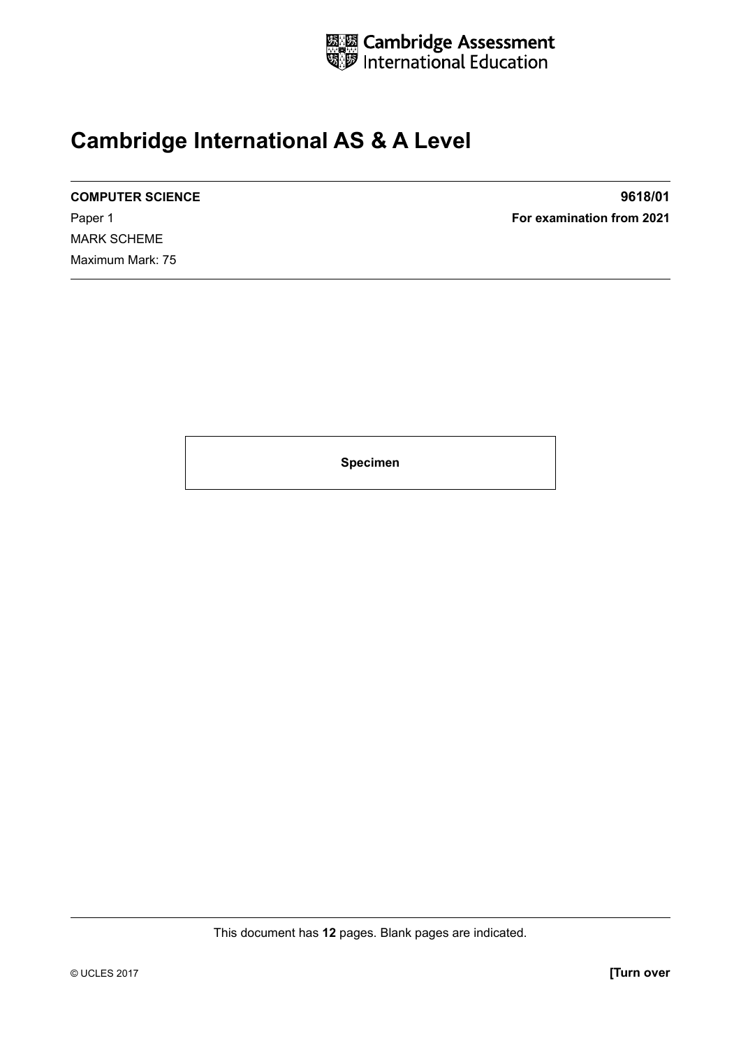Cambridge Assessment International Education

# Cambridge International AS & A Level

**COMPUTER SCIENCE** **9618/01**

Paper 1 **For examination from 2021**

MARK SCHEME

Maximum Mark: 75

**Specimen**

This document has **12** pages. Blank pages are indicated.

© UCLES 2017 **[Turn over**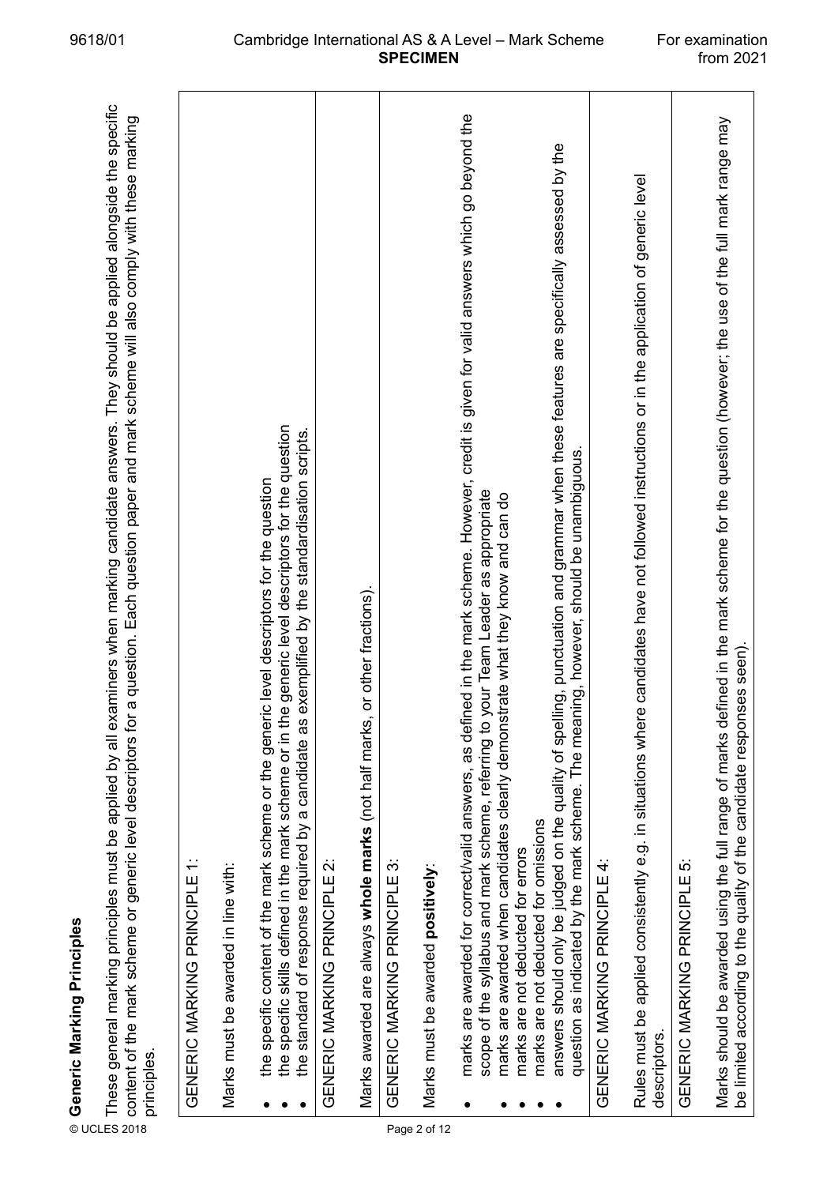## Generic Marking Principles

These general marking principles must be applied by all examiners when marking candidate answers. They should be applied alongside the specific content of the mark scheme or generic level descriptors for a question. Each question paper and mark scheme will also comply with these marking principles.

| GENERIC MARKING PRINCIPLE 1: |
|---|
| Marks must be awarded in line with:<br><br>• the specific content of the mark scheme or the generic level descriptors for the question<br>• the specific skills defined in the mark scheme or in the generic level descriptors for the question<br>• the standard of response required by a candidate as exemplified by the standardisation scripts. |
| GENERIC MARKING PRINCIPLE 2: |
| Marks awarded are always **whole marks** (not half marks, or other fractions). |
| GENERIC MARKING PRINCIPLE 3: |
| Marks must be awarded **positively**:<br><br>• marks are awarded for correct/valid answers, as defined in the mark scheme. However, credit is given for valid answers which go beyond the scope of the syllabus and mark scheme, referring to your Team Leader as appropriate<br>• marks are awarded when candidates clearly demonstrate what they know and can do<br>• marks are not deducted for errors<br>• marks are not deducted for omissions<br>• answers should only be judged on the quality of spelling, punctuation and grammar when these features are specifically assessed by the question as indicated by the mark scheme. The meaning, however, should be unambiguous. |
| GENERIC MARKING PRINCIPLE 4: |
| Rules must be applied consistently e.g. in situations where candidates have not followed instructions or in the application of generic level descriptors. |
| GENERIC MARKING PRINCIPLE 5: |
| Marks should be awarded using the full range of marks defined in the mark scheme for the question (however; the use of the full mark range may be limited according to the quality of the candidate responses seen). |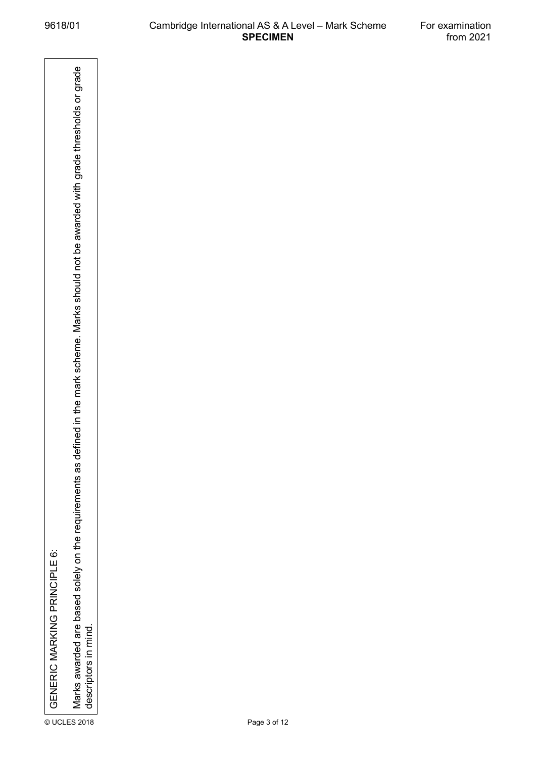GENERIC MARKING PRINCIPLE 6:

Marks awarded are based solely on the requirements as defined in the mark scheme. Marks should not be awarded with grade thresholds or grade descriptors in mind.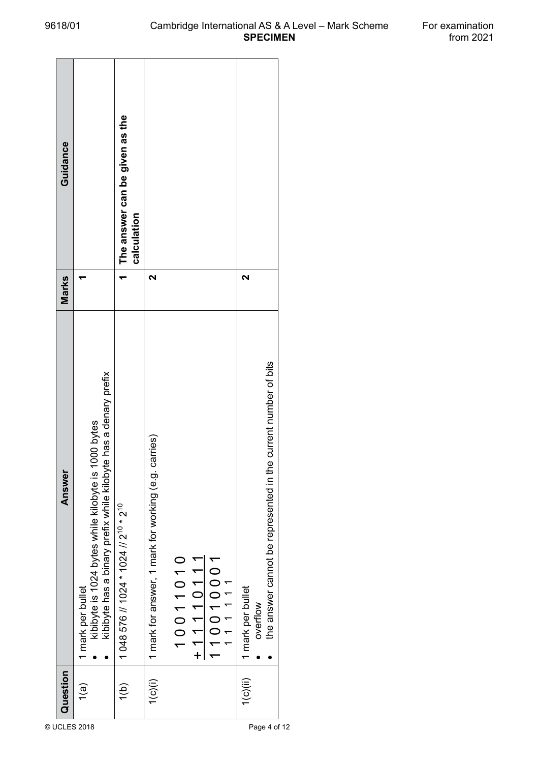| Question | Answer | Marks | Guidance |
|---|---|---|---|
| 1(a) | 1 mark per bullet<br>• kibibyte is 1024 bytes while kilobyte is 1000 bytes<br>• kibibyte has a binary prefix while kilobyte has a denary prefix | 1 | |
| 1(b) | 1 048 576 // 1024 * 1024 // $2^{10} * 2^{10}$ | 1 | **The answer can be given as the calculation** |
| 1(c)(i) | 1 mark for answer, 1 mark for working (e.g. carries)<br>` 10011010`<br>`+11110111`<br>`110010001`<br>carries: `1 1 1 1 1 1` | 2 | |
| 1(c)(ii) | 1 mark per bullet<br>• overflow<br>• the answer cannot be represented in the current number of bits | 2 | |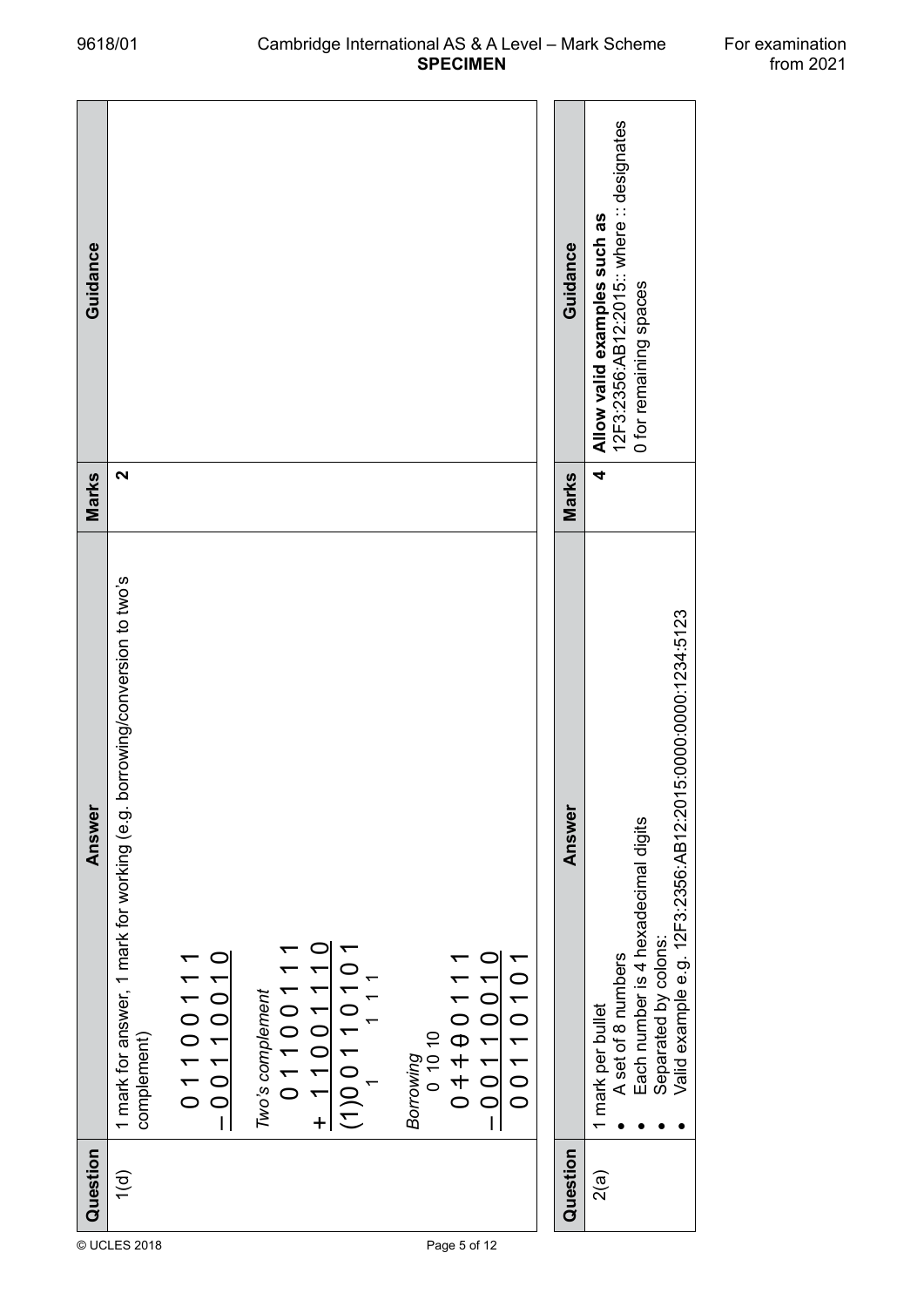| Question | Answer | Marks | Guidance |
|---|---|---|---|
| 1(d) | 1 mark for answer, 1 mark for working (e.g. borrowing/conversion to two's complement)<br><br>```<br>  0 1 1 0 0 1 1 1<br>– 0 0 1 1 0 0 1 0<br>```<br><br>*Two's complement*<br><br>```<br>     0 1 1 0 0 1 1 1<br>+    1 1 0 0 1 1 1 0<br>(1)0 0 1 1 0 1 0 1<br>     1     1 1 1<br>```<br><br>*Borrowing*<br><br>```<br>   0 10 10<br>  0 1 1 0 0 1 1 1<br>– 0 0 1 1 0 0 1 0<br>  0 0 1 1 0 1 0 1<br>``` | 2 | |

| Question | Answer | Marks | Guidance |
|---|---|---|---|
| 2(a) | 1 mark per bullet<br>• A set of 8 numbers<br>• Each number is 4 hexadecimal digits<br>• Separated by colons:<br>• Valid example e.g. 12F3:2356:AB12:2015:0000:0000:1234:5123 | 4 | **Allow valid examples such as**<br>12F3:2356:AB12:2015:: where :: designates 0 for remaining spaces |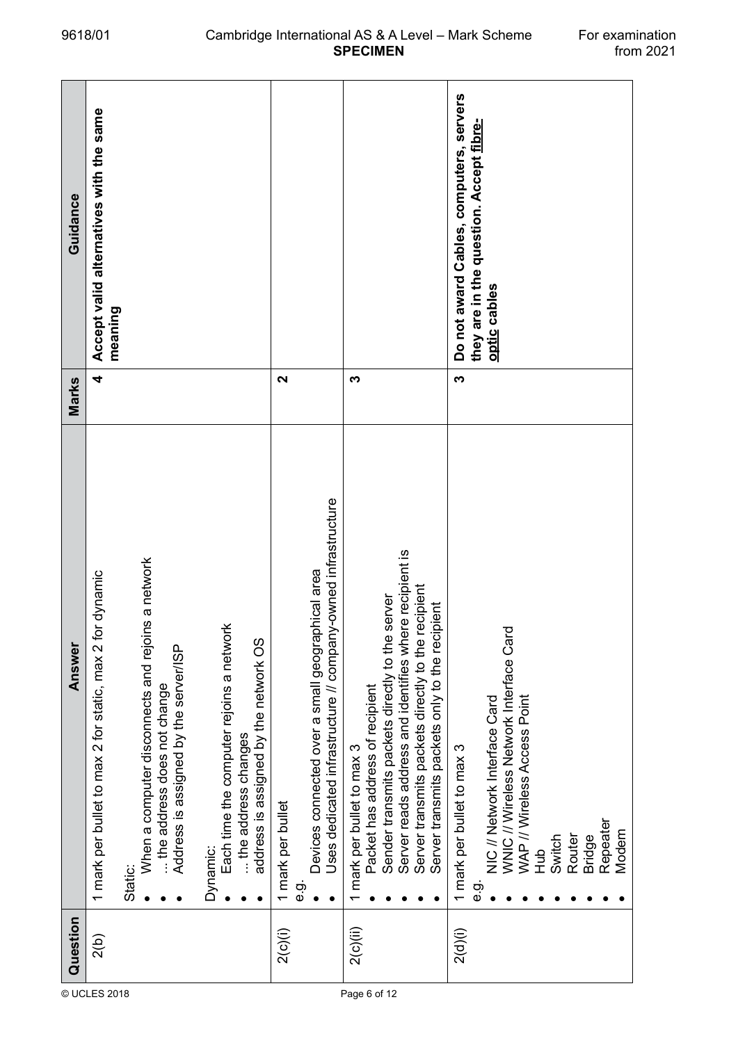| Question | Answer | Marks | Guidance |
|---|---|---|---|
| 2(b) | 1 mark per bullet to max 2 for static, max 2 for dynamic<br><br>Static:<br>• When a computer disconnects and rejoins a network<br>• ... the address does not change<br>• Address is assigned by the server/ISP<br><br>Dynamic:<br>• Each time the computer rejoins a network<br>• ... the address changes<br>• address is assigned by the network OS | 4 | **Accept valid alternatives with the same meaning** |
| 2(c)(i) | 1 mark per bullet<br>e.g.<br>• Devices connected over a small geographical area<br>• Uses dedicated infrastructure // company-owned infrastructure | 2 | |
| 2(c)(ii) | 1 mark per bullet to max 3<br>• Packet has address of recipient<br>• Sender transmits packets directly to the server<br>• Server reads address and identifies where recipient is<br>• Server transmits packets directly to the recipient<br>• Server transmits packets only to the recipient | 3 | |
| 2(d)(i) | 1 mark per bullet to max 3<br>e.g.<br>• NIC // Network Interface Card<br>• WNIC // Wireless Network Interface Card<br>• WAP // Wireless Access Point<br>• Hub<br>• Switch<br>• Router<br>• Bridge<br>• Repeater<br>• Modem | 3 | **Do not award Cables, computers, servers they are in the question. Accept <u>fibre-optic</u> cables** |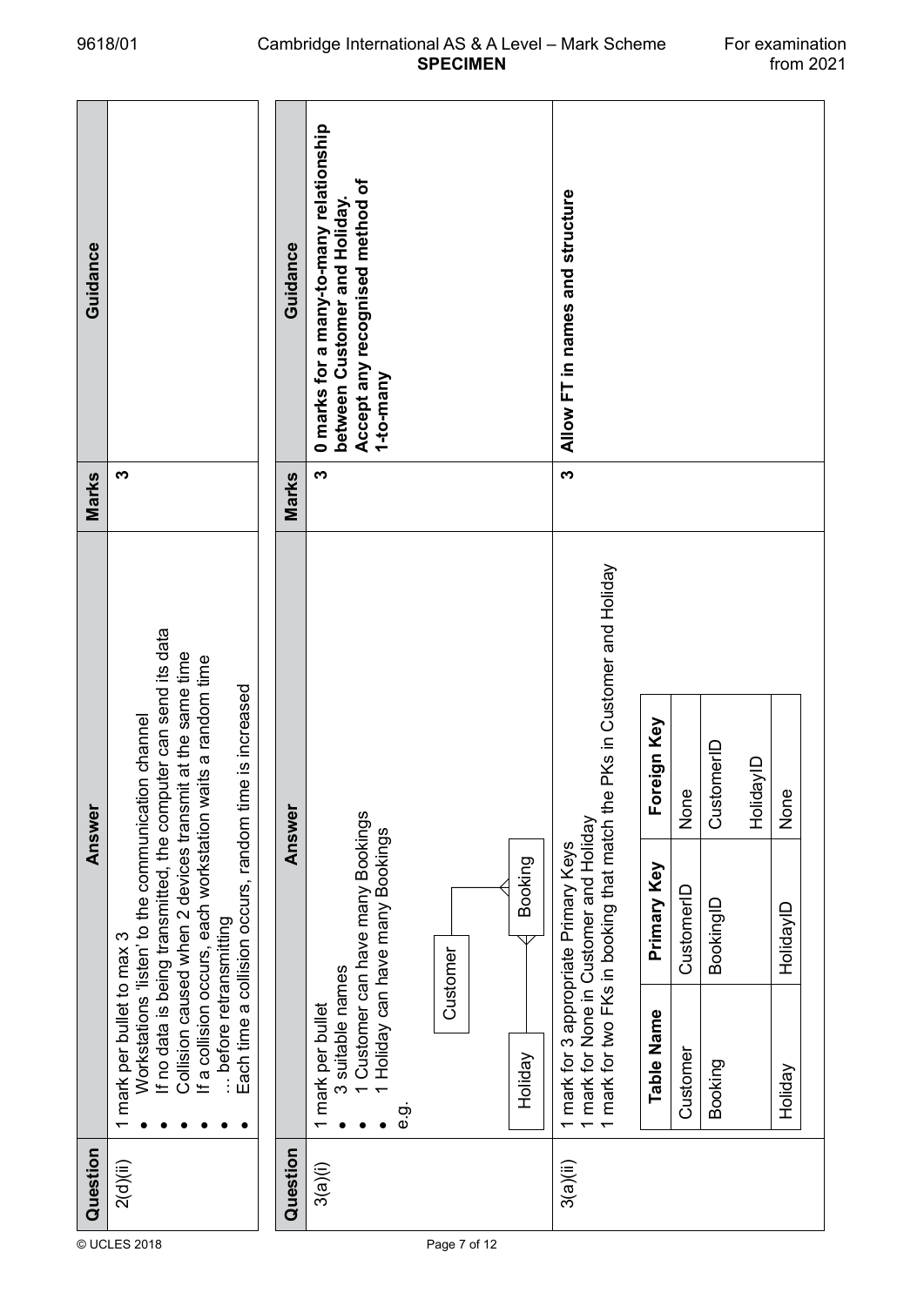| Question | Answer | Marks | Guidance |
|---|---|---|---|
| 2(d)(ii) | 1 mark per bullet to max 3<br>• Workstations 'listen' to the communication channel<br>• If no data is being transmitted, the computer can send its data<br>• Collision caused when 2 devices transmit at the same time<br>• If a collision occurs, each workstation waits a random time<br>• … before retransmitting<br>• Each time a collision occurs, random time is increased | 3 | |

| Question | Answer | Marks | Guidance |
|---|---|---|---|
| 3(a)(i) | 1 mark per bullet<br>• 3 suitable names<br>• 1 Customer can have many Bookings<br>• 1 Holiday can have many Bookings<br>e.g.<br>Holiday ——< Booking >—— Customer | 3 | **0 marks for a many-to-many relationship between Customer and Holiday.**<br>**Accept any recognised method of 1-to-many** |
| 3(a)(ii) | 1 mark for 3 appropriate Primary Keys<br>1 mark for None in Customer and Holiday<br>1 mark for two FKs in booking that match the PKs in Customer and Holiday<br><br>(see table below) | 3 | **Allow FT in names and structure** |

| Table Name | Primary Key | Foreign Key |
|---|---|---|
| Customer | CustomerID | None |
| Booking | BookingID | CustomerID<br>HolidayID |
| Holiday | HolidayID | None |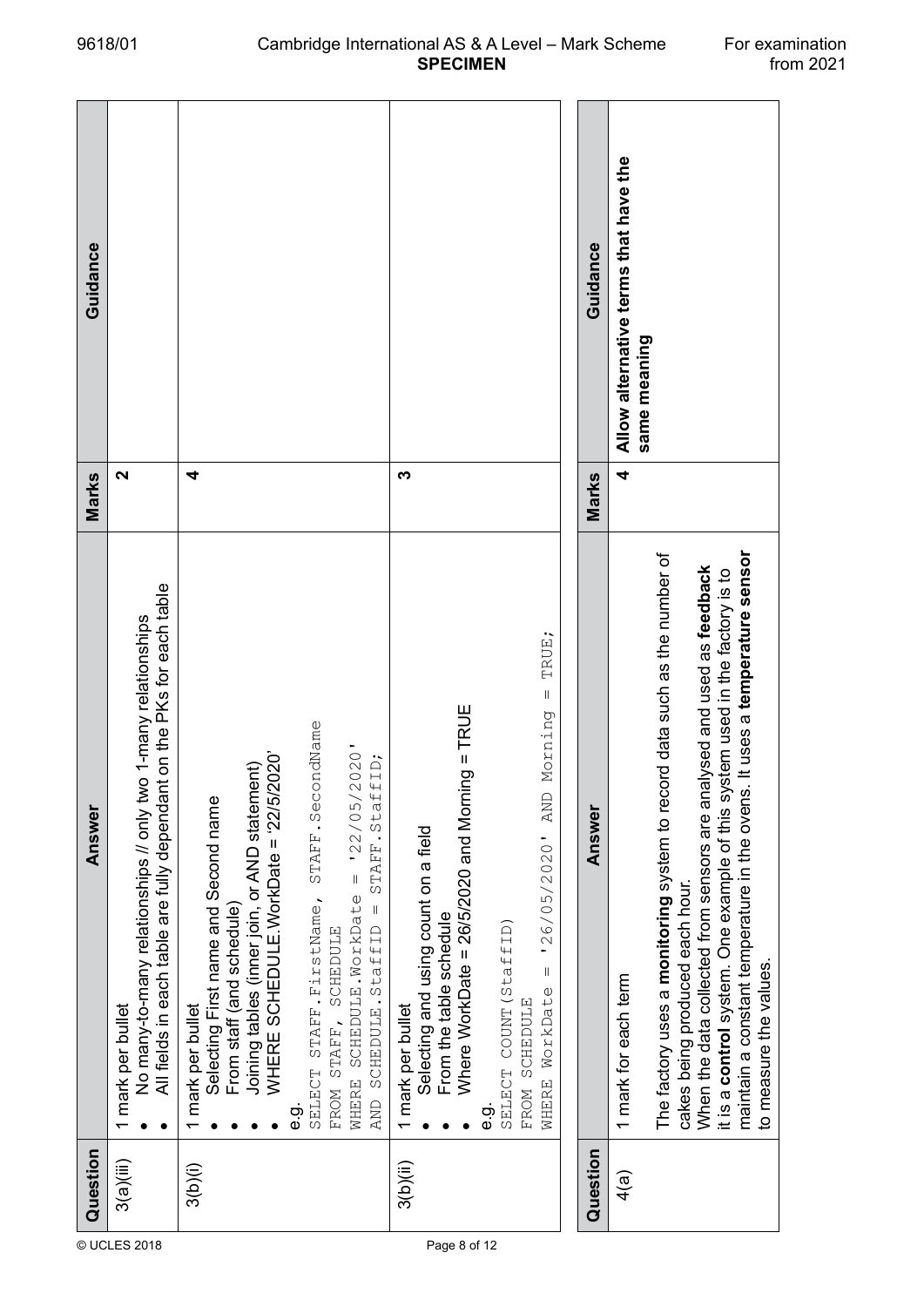| Question | Answer | Marks | Guidance |
|---|---|---|---|
| 3(a)(iii) | 1 mark per bullet<br>• No many-to-many relationships // only two 1-many relationships<br>• All fields in each table are fully dependant on the PKs for each table | 2 | |
| 3(b)(i) | 1 mark per bullet<br>• Selecting First name and Second name<br>• From staff (and schedule)<br>• Joining tables (inner join, or AND statement)<br>• WHERE SCHEDULE.WorkDate = '22/5/2020'<br>e.g.<br>`SELECT STAFF.FirstName, STAFF.SecondName`<br>`FROM STAFF, SCHEDULE`<br>`WHERE SCHEDULE.WorkDate = '22/05/2020'`<br>`AND SCHEDULE.StaffID = STAFF.StaffID;` | 4 | |
| 3(b)(ii) | 1 mark per bullet<br>• Selecting and using count on a field<br>• From the table schedule<br>• Where WorkDate = 26/5/2020 and Morning = TRUE<br>e.g.<br>`SELECT COUNT(StaffID)`<br>`FROM SCHEDULE`<br>`WHERE WorkDate = '26/05/2020' AND Morning = TRUE;` | 3 | |

| Question | Answer | Marks | Guidance |
|---|---|---|---|
| 4(a) | 1 mark for each term<br><br>The factory uses a **monitoring** system to record data such as the number of cakes being produced each hour.<br>When the data collected from sensors are analysed and used as **feedback** it is a **control** system. One example of this system used in the factory is to maintain a constant temperature in the ovens. It uses a **temperature sensor** to measure the values. | 4 | **Allow alternative terms that have the same meaning** |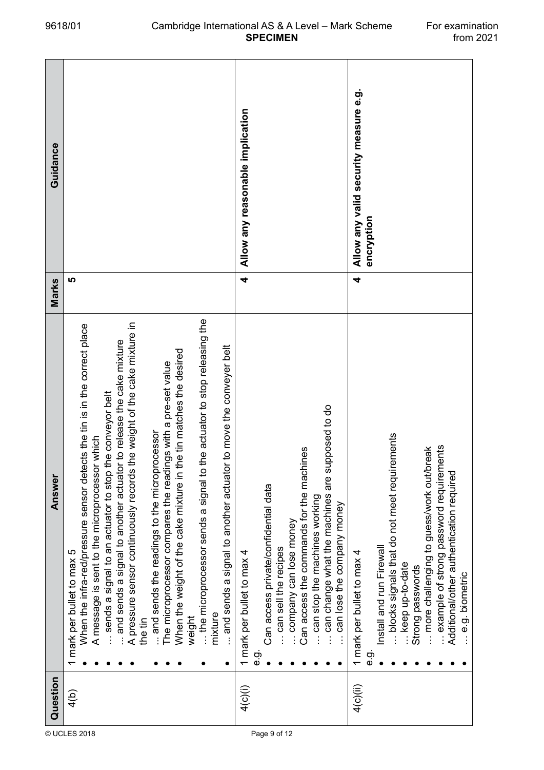| Question | Answer | Marks | Guidance |
|---|---|---|---|
| 4(b) | 1 mark per bullet to max 5<br>• When the infra-red/pressure sensor detects the tin is in the correct place<br>• A message is sent to the microprocessor which<br>• … sends a signal to an actuator to stop the conveyor belt<br>• … and sends a signal to another actuator to release the cake mixture<br>• A pressure sensor continuously records the weight of the cake mixture in the tin<br>• … and sends the readings to the microprocessor<br>• The microprocessor compares the readings with a pre-set value<br>• When the weight of the cake mixture in the tin matches the desired weight<br>• … the microprocessor sends a signal to the actuator to stop releasing the mixture<br>• … and sends a signal to another actuator to move the conveyer belt | 5 | |
| 4(c)(i) | 1 mark per bullet to max 4<br>e.g.<br>• Can access private/confidential data<br>• … can sell the recipes<br>• … company can lose money<br>• Can access the commands for the machines<br>• … can stop the machines working<br>• … can change what the machines are supposed to do<br>• … can lose the company money | 4 | **Allow any reasonable implication** |
| 4(c)(ii) | 1 mark per bullet to max 4<br>e.g.<br>• Install and run Firewall<br>• … blocks signals that do not meet requirements<br>• … keep up-to-date<br>• Strong passwords<br>• … more challenging to guess/work out/break<br>• … example of strong password requirements<br>• Additional/other authentication required<br>• … e.g. biometric | 4 | **Allow any valid security measure e.g. encryption** |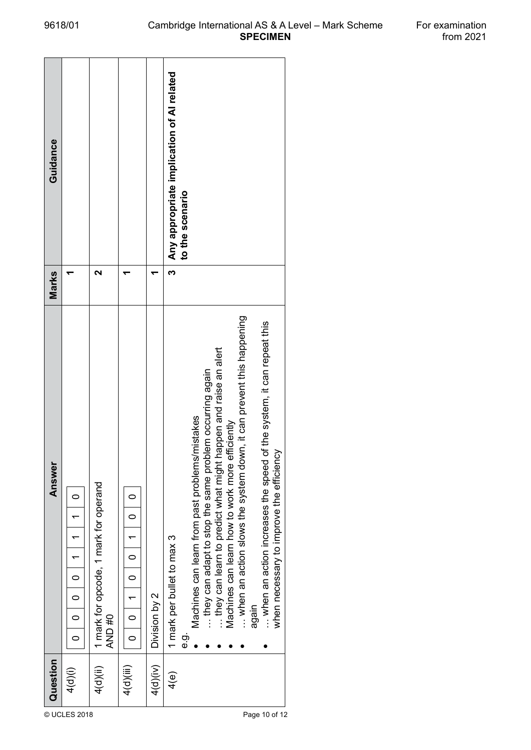| Question | Answer | Marks | Guidance |
|---|---|---|---|
| 4(d)(i) | 0 0 0 0 1 1 1 0 | 1 | |
| 4(d)(ii) | 1 mark for opcode, 1 mark for operand<br>AND #0 | 2 | |
| 4(d)(iii) | 0 0 1 0 0 1 0 0 | 1 | |
| 4(d)(iv) | Division by 2 | 1 | |
| 4(e) | 1 mark per bullet to max 3<br>e.g.<br>• Machines can learn from past problems/mistakes<br>• … they can adapt to stop the same problem occurring again<br>• … they can learn to predict what might happen and raise an alert<br>• Machines can learn how to work more efficiently<br>• … when an action slows the system down, it can prevent this happening again<br>• … when an action increases the speed of the system, it can repeat this when necessary to improve the efficiency | 3 | **Any appropriate implication of AI related to the scenario** |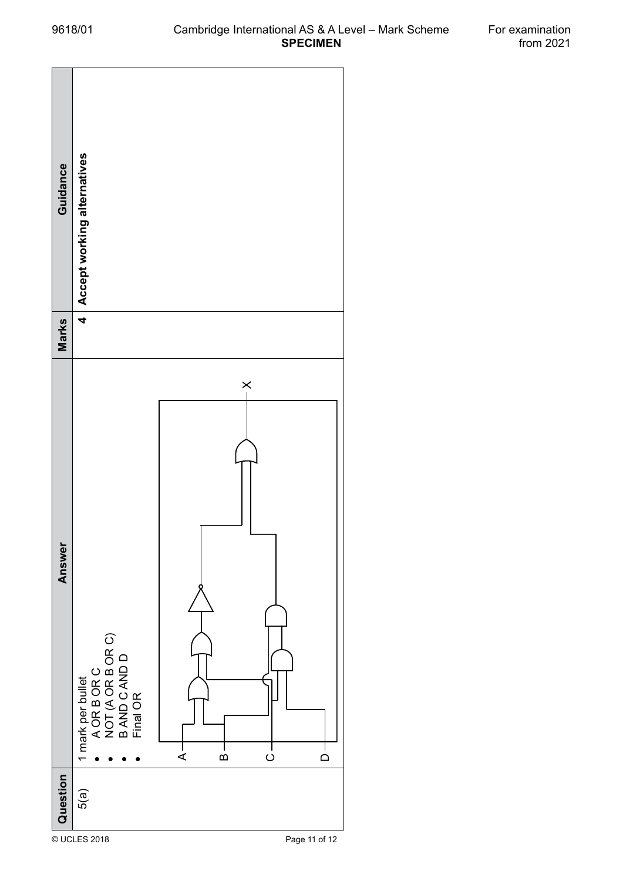| Question | Answer | Marks | Guidance |
|---|---|---|---|
| 5(a) | 1 mark per bullet<br>• A OR B OR C<br>• NOT (A OR B OR C)<br>• B AND C AND D<br>• Final OR | 4 | **Accept working alternatives** |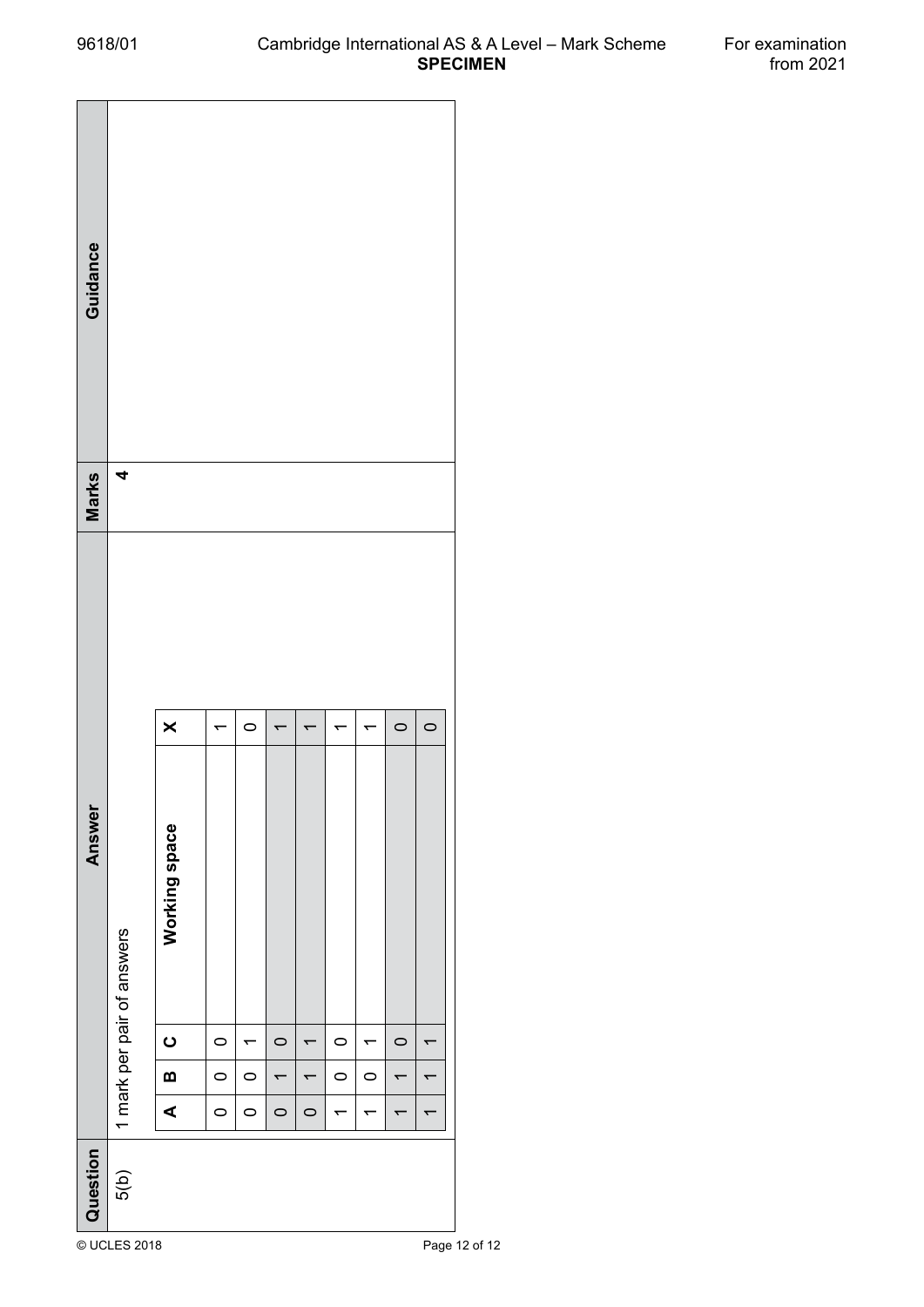| Question | Answer | Marks | Guidance |
|---|---|---|---|
| 5(b) | 1 mark per pair of answers | 4 | |

| A | B | C | Working space | X |
|---|---|---|---|---|
| 0 | 0 | 0 | | 1 |
| 0 | 0 | 1 | | 0 |
| 0 | 1 | 0 | | 1 |
| 0 | 1 | 1 | | 1 |
| 1 | 0 | 0 | | 1 |
| 1 | 0 | 1 | | 1 |
| 1 | 1 | 0 | | 0 |
| 1 | 1 | 1 | | 0 |